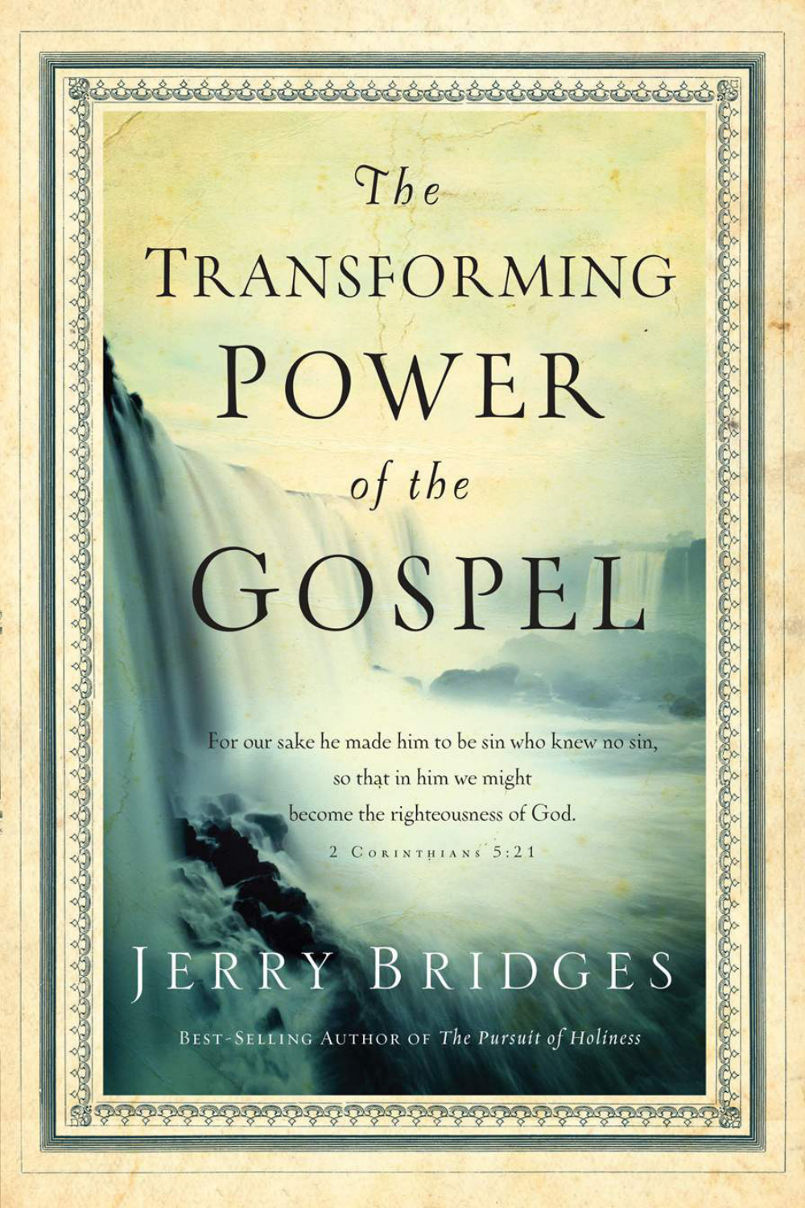# The Transforming Power of the Gospel

For our sake he made him to be sin who knew no sin,
so that in him we might
become the righteousness of God.

2 Corinthians 5:21

JERRY BRIDGES

BEST-SELLING AUTHOR OF *The Pursuit of Holiness*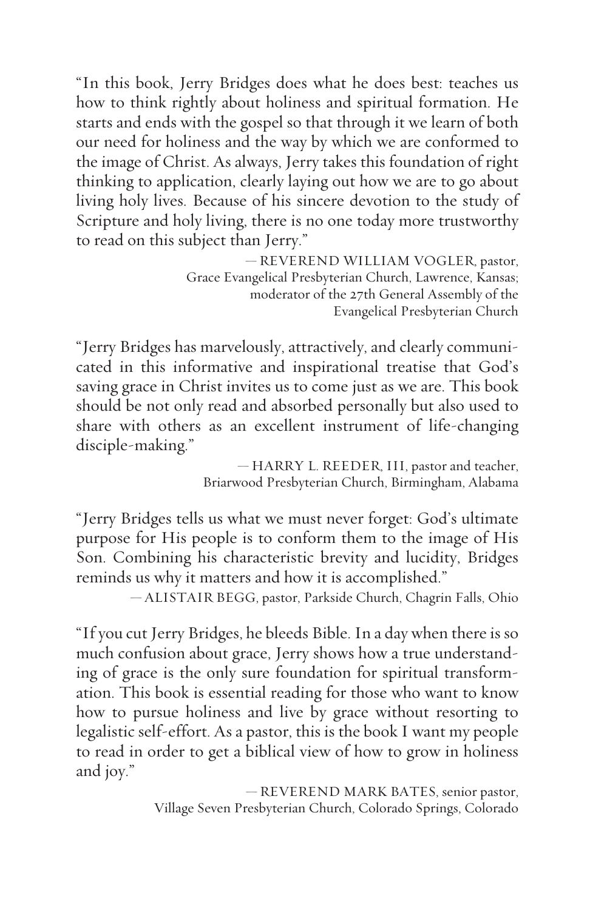"In this book, Jerry Bridges does what he does best: teaches us how to think rightly about holiness and spiritual formation. He starts and ends with the gospel so that through it we learn of both our need for holiness and the way by which we are conformed to the image of Christ. As always, Jerry takes this foundation of right thinking to application, clearly laying out how we are to go about living holy lives. Because of his sincere devotion to the study of Scripture and holy living, there is no one today more trustworthy to read on this subject than Jerry."

— REVEREND WILLIAM VOGLER, pastor,
Grace Evangelical Presbyterian Church, Lawrence, Kansas;
moderator of the 27th General Assembly of the
Evangelical Presbyterian Church

"Jerry Bridges has marvelously, attractively, and clearly communicated in this informative and inspirational treatise that God's saving grace in Christ invites us to come just as we are. This book should be not only read and absorbed personally but also used to share with others as an excellent instrument of life-changing disciple-making."

— HARRY L. REEDER, III, pastor and teacher,
Briarwood Presbyterian Church, Birmingham, Alabama

"Jerry Bridges tells us what we must never forget: God's ultimate purpose for His people is to conform them to the image of His Son. Combining his characteristic brevity and lucidity, Bridges reminds us why it matters and how it is accomplished."

— ALISTAIR BEGG, pastor, Parkside Church, Chagrin Falls, Ohio

"If you cut Jerry Bridges, he bleeds Bible. In a day when there is so much confusion about grace, Jerry shows how a true understanding of grace is the only sure foundation for spiritual transformation. This book is essential reading for those who want to know how to pursue holiness and live by grace without resorting to legalistic self-effort. As a pastor, this is the book I want my people to read in order to get a biblical view of how to grow in holiness and joy."

— REVEREND MARK BATES, senior pastor,
Village Seven Presbyterian Church, Colorado Springs, Colorado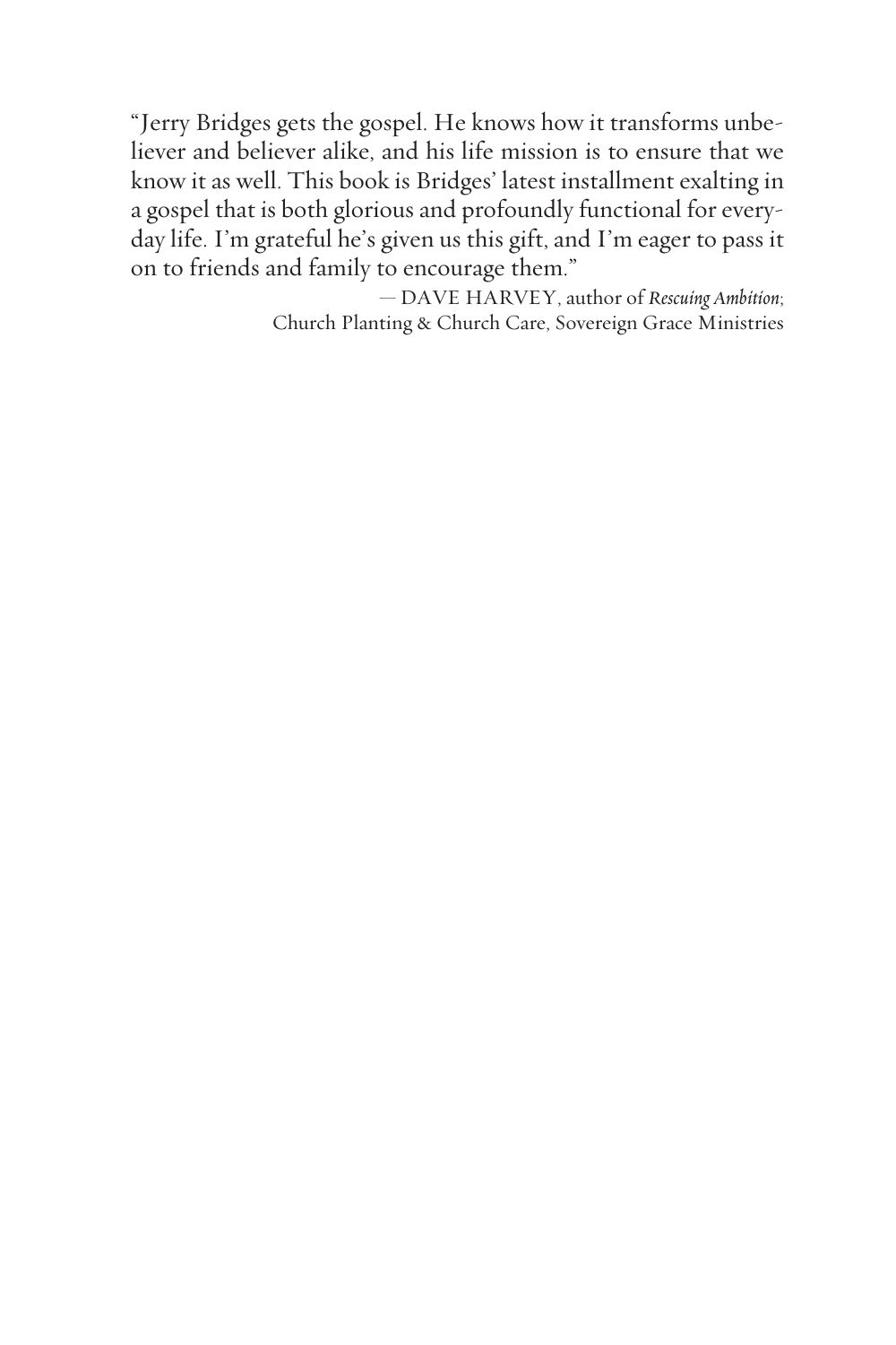"Jerry Bridges gets the gospel. He knows how it transforms unbeliever and believer alike, and his life mission is to ensure that we know it as well. This book is Bridges' latest installment exalting in a gospel that is both glorious and profoundly functional for everyday life. I'm grateful he's given us this gift, and I'm eager to pass it on to friends and family to encourage them."

— DAVE HARVEY, author of *Rescuing Ambition*;
Church Planting & Church Care, Sovereign Grace Ministries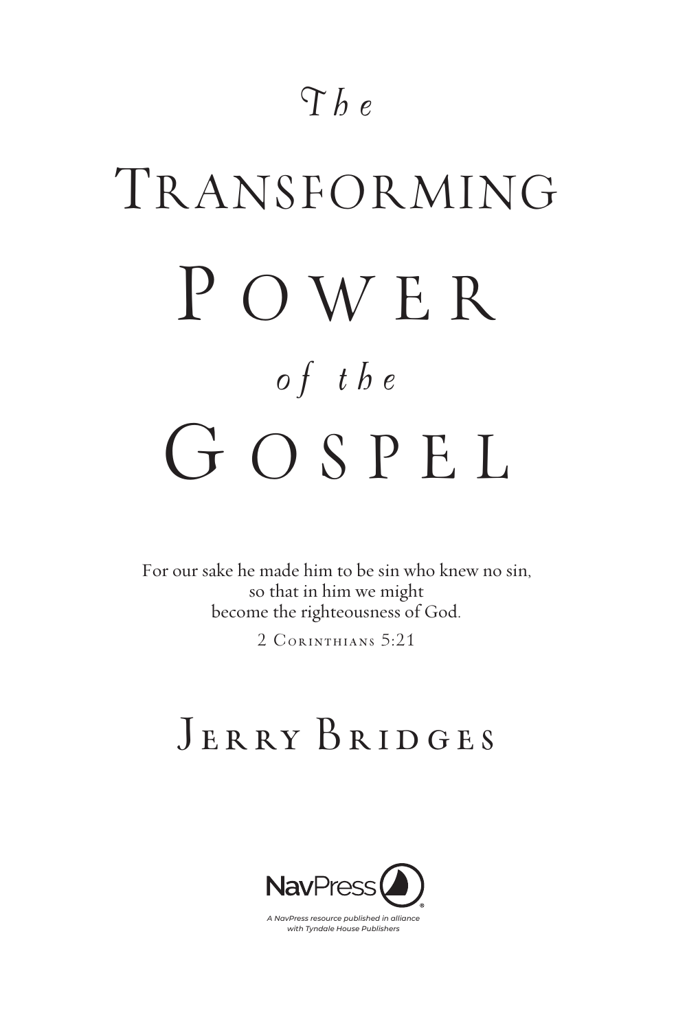# *The* Transforming Power *of the* Gospel

For our sake he made him to be sin who knew no sin,
so that in him we might
become the righteousness of God.

2 Corinthians 5:21

## Jerry Bridges

NavPress

*A NavPress resource published in alliance with Tyndale House Publishers*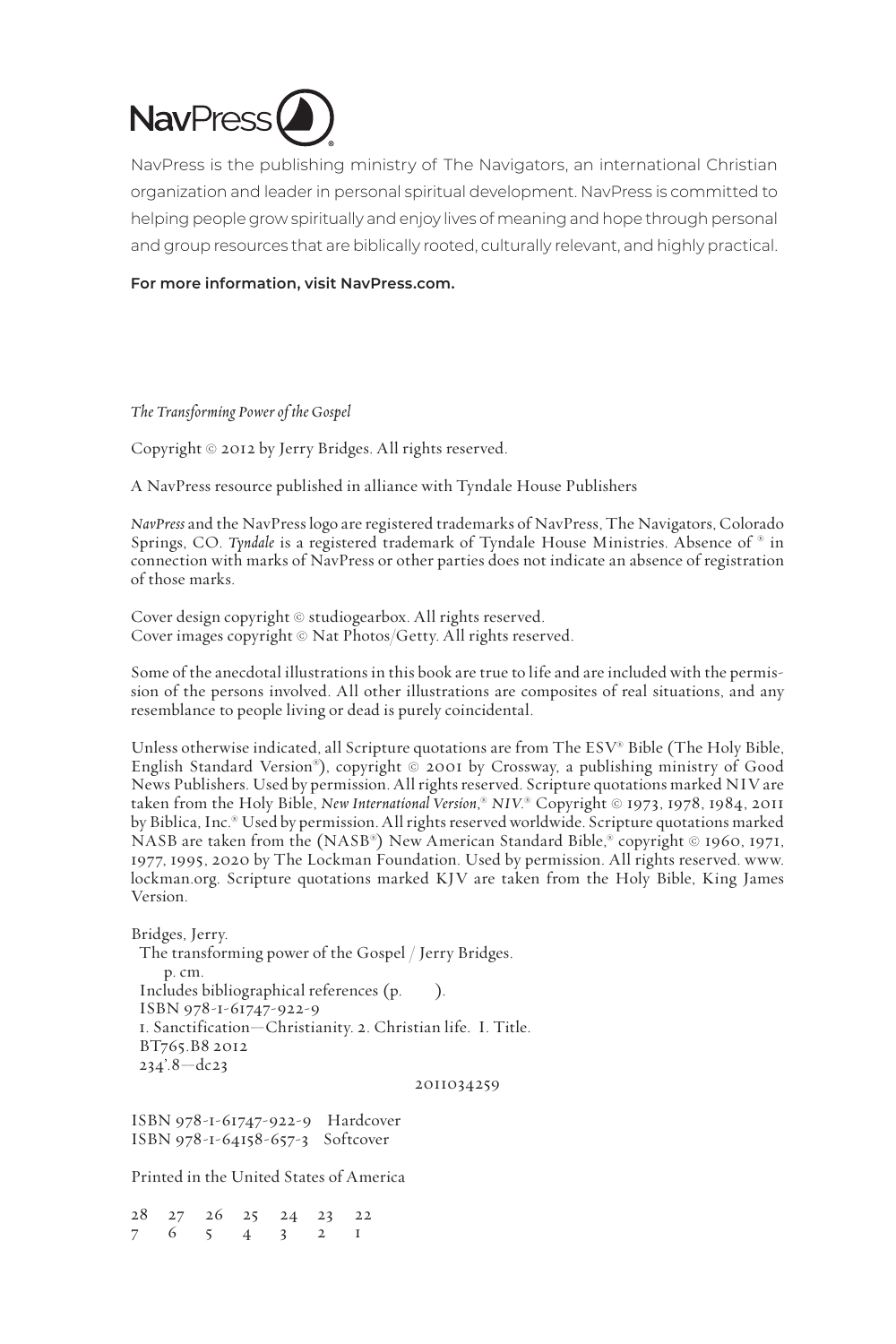NavPress

NavPress is the publishing ministry of The Navigators, an international Christian organization and leader in personal spiritual development. NavPress is committed to helping people grow spiritually and enjoy lives of meaning and hope through personal and group resources that are biblically rooted, culturally relevant, and highly practical.

**For more information, visit NavPress.com.**

*The Transforming Power of the Gospel*

Copyright © 2012 by Jerry Bridges. All rights reserved.

A NavPress resource published in alliance with Tyndale House Publishers

*NavPress* and the NavPress logo are registered trademarks of NavPress, The Navigators, Colorado Springs, CO. *Tyndale* is a registered trademark of Tyndale House Ministries. Absence of ® in connection with marks of NavPress or other parties does not indicate an absence of registration of those marks.

Cover design copyright © studiogearbox. All rights reserved.
Cover images copyright © Nat Photos/Getty. All rights reserved.

Some of the anecdotal illustrations in this book are true to life and are included with the permission of the persons involved. All other illustrations are composites of real situations, and any resemblance to people living or dead is purely coincidental.

Unless otherwise indicated, all Scripture quotations are from The ESV® Bible (The Holy Bible, English Standard Version®), copyright © 2001 by Crossway, a publishing ministry of Good News Publishers. Used by permission. All rights reserved. Scripture quotations marked NIV are taken from the Holy Bible, *New International Version*,® *NIV*.® Copyright © 1973, 1978, 1984, 2011 by Biblica, Inc.® Used by permission. All rights reserved worldwide. Scripture quotations marked NASB are taken from the (NASB®) New American Standard Bible,® copyright © 1960, 1971, 1977, 1995, 2020 by The Lockman Foundation. Used by permission. All rights reserved. www.lockman.org. Scripture quotations marked KJV are taken from the Holy Bible, King James Version.

Bridges, Jerry.
The transforming power of the Gospel / Jerry Bridges.
p. cm.
Includes bibliographical references (p. ).
ISBN 978-1-61747-922-9
1. Sanctification—Christianity. 2. Christian life. I. Title.
BT765.B8 2012
234'.8—dc23

2011034259

ISBN 978-1-61747-922-9 Hardcover
ISBN 978-1-64158-657-3 Softcover

Printed in the United States of America

28 27 26 25 24 23 22
7 6 5 4 3 2 1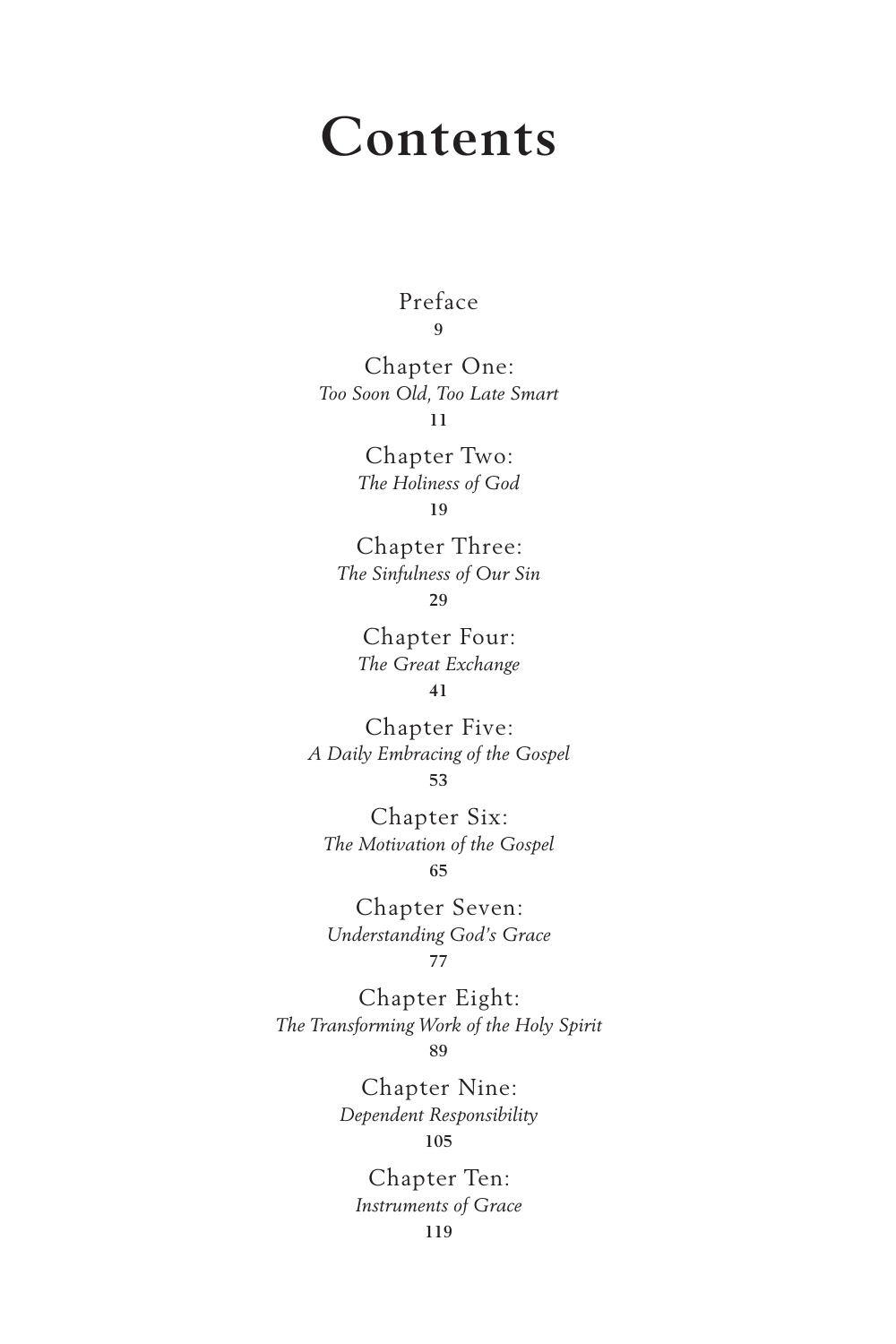# Contents

Preface
9

Chapter One:
*Too Soon Old, Too Late Smart*
11

Chapter Two:
*The Holiness of God*
19

Chapter Three:
*The Sinfulness of Our Sin*
29

Chapter Four:
*The Great Exchange*
41

Chapter Five:
*A Daily Embracing of the Gospel*
53

Chapter Six:
*The Motivation of the Gospel*
65

Chapter Seven:
*Understanding God's Grace*
77

Chapter Eight:
*The Transforming Work of the Holy Spirit*
89

Chapter Nine:
*Dependent Responsibility*
105

Chapter Ten:
*Instruments of Grace*
119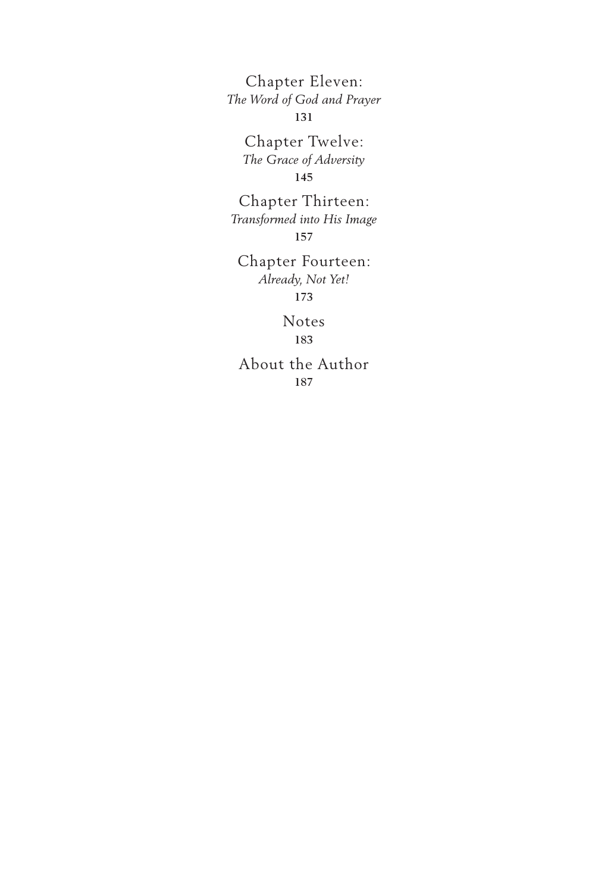Chapter Eleven:
*The Word of God and Prayer*
131

Chapter Twelve:
*The Grace of Adversity*
145

Chapter Thirteen:
*Transformed into His Image*
157

Chapter Fourteen:
*Already, Not Yet!*
173

Notes
183

About the Author
187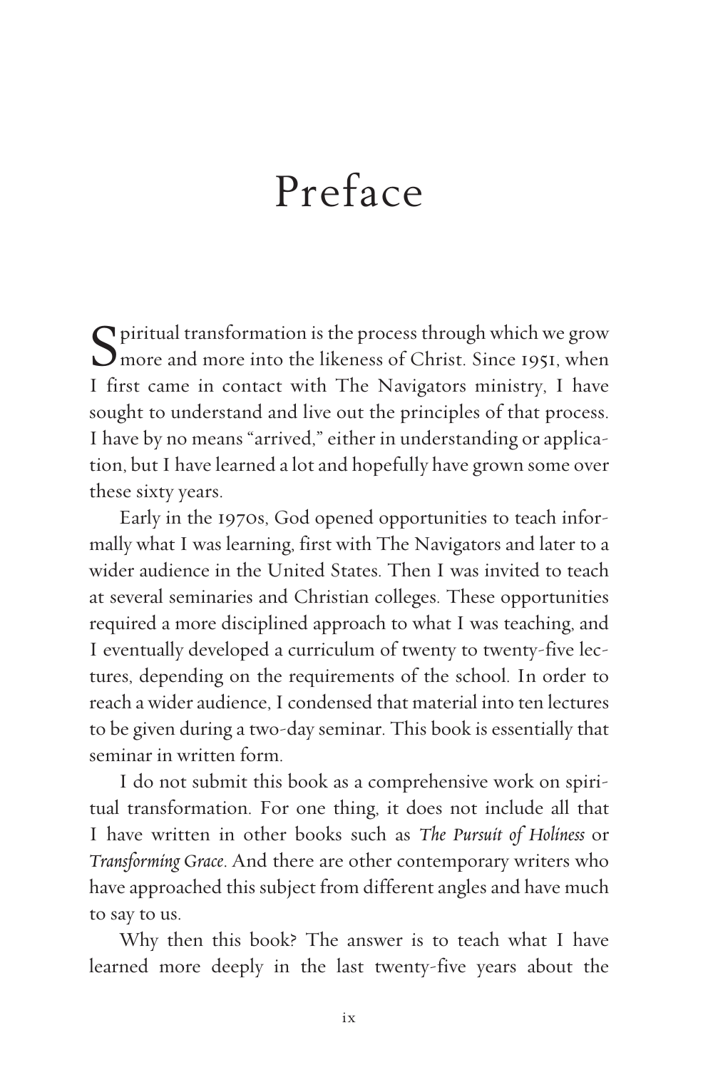# Preface

Spiritual transformation is the process through which we grow more and more into the likeness of Christ. Since 1951, when I first came in contact with The Navigators ministry, I have sought to understand and live out the principles of that process. I have by no means "arrived," either in understanding or application, but I have learned a lot and hopefully have grown some over these sixty years.

Early in the 1970s, God opened opportunities to teach informally what I was learning, first with The Navigators and later to a wider audience in the United States. Then I was invited to teach at several seminaries and Christian colleges. These opportunities required a more disciplined approach to what I was teaching, and I eventually developed a curriculum of twenty to twenty-five lectures, depending on the requirements of the school. In order to reach a wider audience, I condensed that material into ten lectures to be given during a two-day seminar. This book is essentially that seminar in written form.

I do not submit this book as a comprehensive work on spiritual transformation. For one thing, it does not include all that I have written in other books such as *The Pursuit of Holiness* or *Transforming Grace*. And there are other contemporary writers who have approached this subject from different angles and have much to say to us.

Why then this book? The answer is to teach what I have learned more deeply in the last twenty-five years about the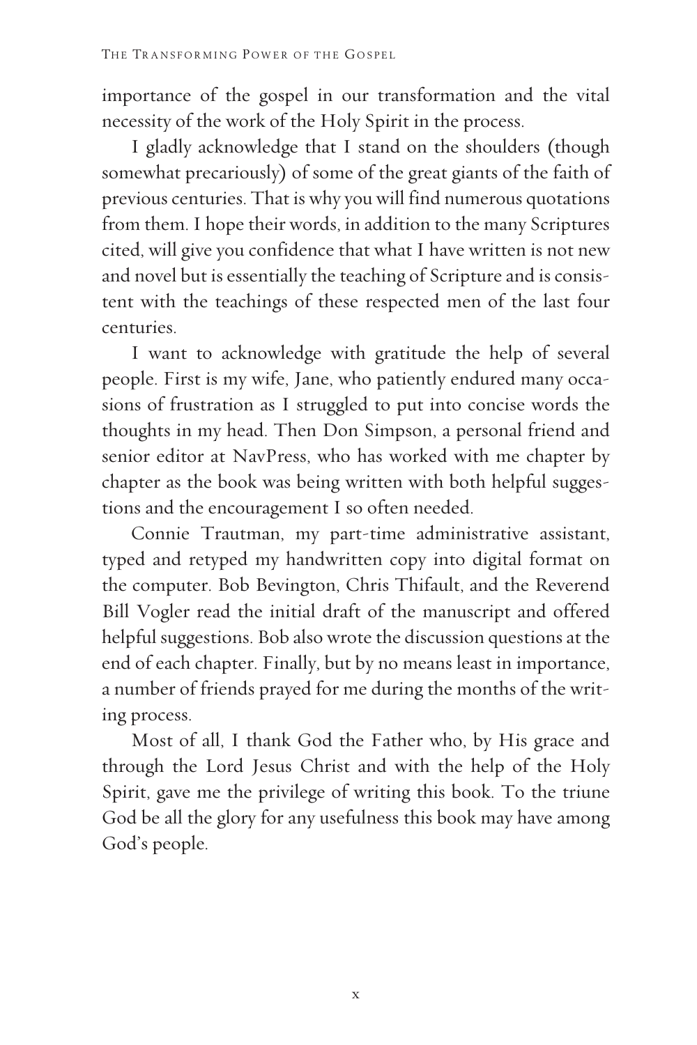importance of the gospel in our transformation and the vital necessity of the work of the Holy Spirit in the process.

I gladly acknowledge that I stand on the shoulders (though somewhat precariously) of some of the great giants of the faith of previous centuries. That is why you will find numerous quotations from them. I hope their words, in addition to the many Scriptures cited, will give you confidence that what I have written is not new and novel but is essentially the teaching of Scripture and is consistent with the teachings of these respected men of the last four centuries.

I want to acknowledge with gratitude the help of several people. First is my wife, Jane, who patiently endured many occasions of frustration as I struggled to put into concise words the thoughts in my head. Then Don Simpson, a personal friend and senior editor at NavPress, who has worked with me chapter by chapter as the book was being written with both helpful suggestions and the encouragement I so often needed.

Connie Trautman, my part-time administrative assistant, typed and retyped my handwritten copy into digital format on the computer. Bob Bevington, Chris Thifault, and the Reverend Bill Vogler read the initial draft of the manuscript and offered helpful suggestions. Bob also wrote the discussion questions at the end of each chapter. Finally, but by no means least in importance, a number of friends prayed for me during the months of the writing process.

Most of all, I thank God the Father who, by His grace and through the Lord Jesus Christ and with the help of the Holy Spirit, gave me the privilege of writing this book. To the triune God be all the glory for any usefulness this book may have among God's people.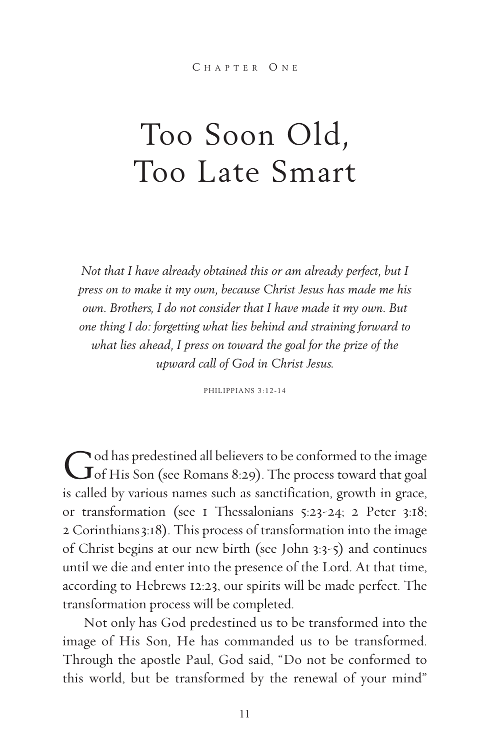Chapter One

# Too Soon Old, Too Late Smart

*Not that I have already obtained this or am already perfect, but I press on to make it my own, because Christ Jesus has made me his own. Brothers, I do not consider that I have made it my own. But one thing I do: forgetting what lies behind and straining forward to what lies ahead, I press on toward the goal for the prize of the upward call of God in Christ Jesus.*

PHILIPPIANS 3:12-14

God has predestined all believers to be conformed to the image of His Son (see Romans 8:29). The process toward that goal is called by various names such as sanctification, growth in grace, or transformation (see 1 Thessalonians 5:23-24; 2 Peter 3:18; 2 Corinthians 3:18). This process of transformation into the image of Christ begins at our new birth (see John 3:3-5) and continues until we die and enter into the presence of the Lord. At that time, according to Hebrews 12:23, our spirits will be made perfect. The transformation process will be completed.

Not only has God predestined us to be transformed into the image of His Son, He has commanded us to be transformed. Through the apostle Paul, God said, "Do not be conformed to this world, but be transformed by the renewal of your mind"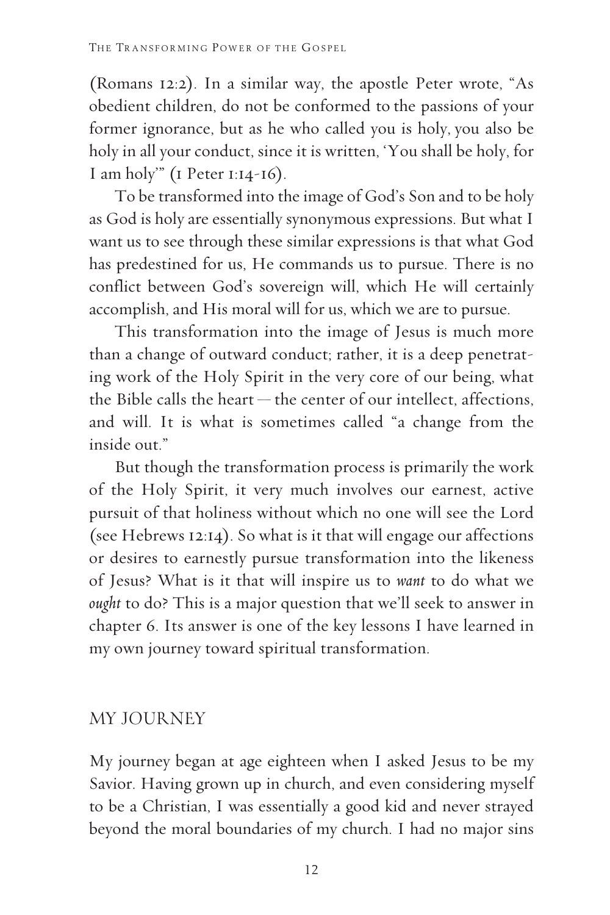(Romans 12:2). In a similar way, the apostle Peter wrote, "As obedient children, do not be conformed to the passions of your former ignorance, but as he who called you is holy, you also be holy in all your conduct, since it is written, 'You shall be holy, for I am holy'" (1 Peter 1:14-16).

To be transformed into the image of God's Son and to be holy as God is holy are essentially synonymous expressions. But what I want us to see through these similar expressions is that what God has predestined for us, He commands us to pursue. There is no conflict between God's sovereign will, which He will certainly accomplish, and His moral will for us, which we are to pursue.

This transformation into the image of Jesus is much more than a change of outward conduct; rather, it is a deep penetrating work of the Holy Spirit in the very core of our being, what the Bible calls the heart — the center of our intellect, affections, and will. It is what is sometimes called "a change from the inside out."

But though the transformation process is primarily the work of the Holy Spirit, it very much involves our earnest, active pursuit of that holiness without which no one will see the Lord (see Hebrews 12:14). So what is it that will engage our affections or desires to earnestly pursue transformation into the likeness of Jesus? What is it that will inspire us to *want* to do what we *ought* to do? This is a major question that we'll seek to answer in chapter 6. Its answer is one of the key lessons I have learned in my own journey toward spiritual transformation.

## MY JOURNEY

My journey began at age eighteen when I asked Jesus to be my Savior. Having grown up in church, and even considering myself to be a Christian, I was essentially a good kid and never strayed beyond the moral boundaries of my church. I had no major sins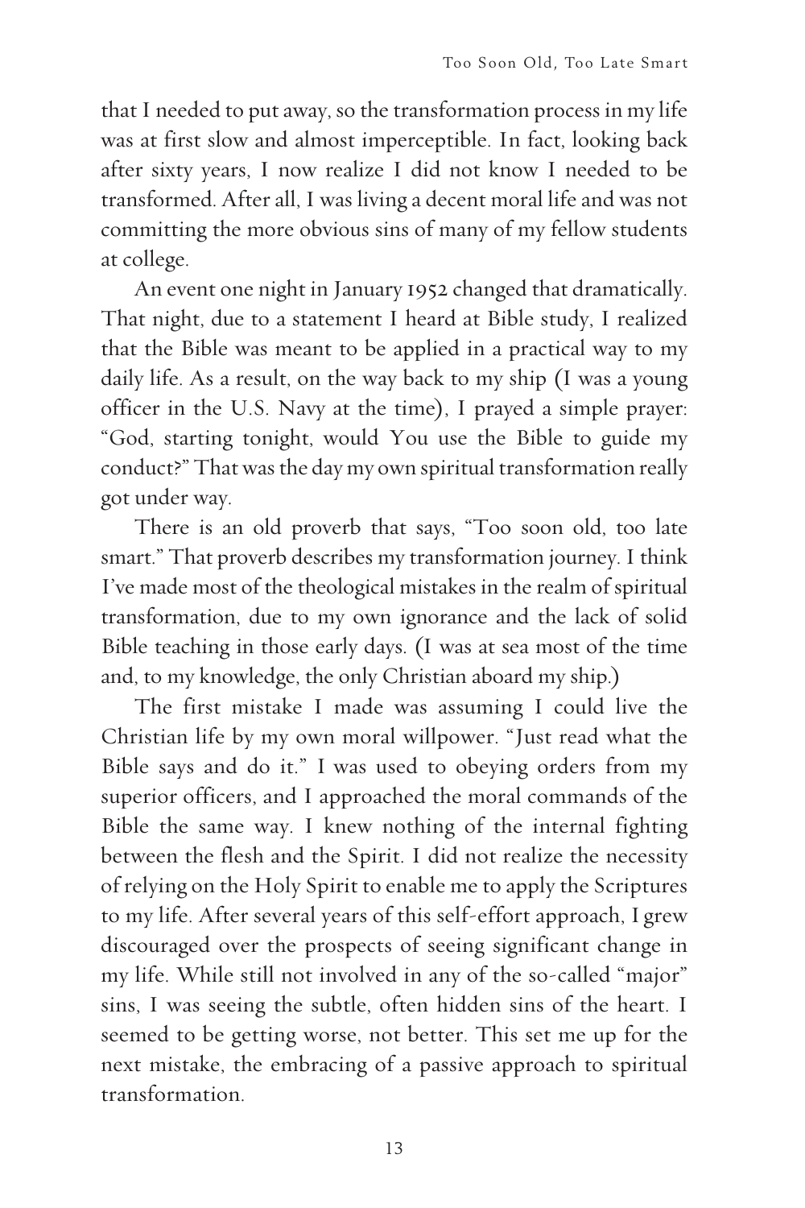that I needed to put away, so the transformation process in my life was at first slow and almost imperceptible. In fact, looking back after sixty years, I now realize I did not know I needed to be transformed. After all, I was living a decent moral life and was not committing the more obvious sins of many of my fellow students at college.

An event one night in January 1952 changed that dramatically. That night, due to a statement I heard at Bible study, I realized that the Bible was meant to be applied in a practical way to my daily life. As a result, on the way back to my ship (I was a young officer in the U.S. Navy at the time), I prayed a simple prayer: "God, starting tonight, would You use the Bible to guide my conduct?" That was the day my own spiritual transformation really got under way.

There is an old proverb that says, "Too soon old, too late smart." That proverb describes my transformation journey. I think I've made most of the theological mistakes in the realm of spiritual transformation, due to my own ignorance and the lack of solid Bible teaching in those early days. (I was at sea most of the time and, to my knowledge, the only Christian aboard my ship.)

The first mistake I made was assuming I could live the Christian life by my own moral willpower. "Just read what the Bible says and do it." I was used to obeying orders from my superior officers, and I approached the moral commands of the Bible the same way. I knew nothing of the internal fighting between the flesh and the Spirit. I did not realize the necessity of relying on the Holy Spirit to enable me to apply the Scriptures to my life. After several years of this self-effort approach, I grew discouraged over the prospects of seeing significant change in my life. While still not involved in any of the so-called "major" sins, I was seeing the subtle, often hidden sins of the heart. I seemed to be getting worse, not better. This set me up for the next mistake, the embracing of a passive approach to spiritual transformation.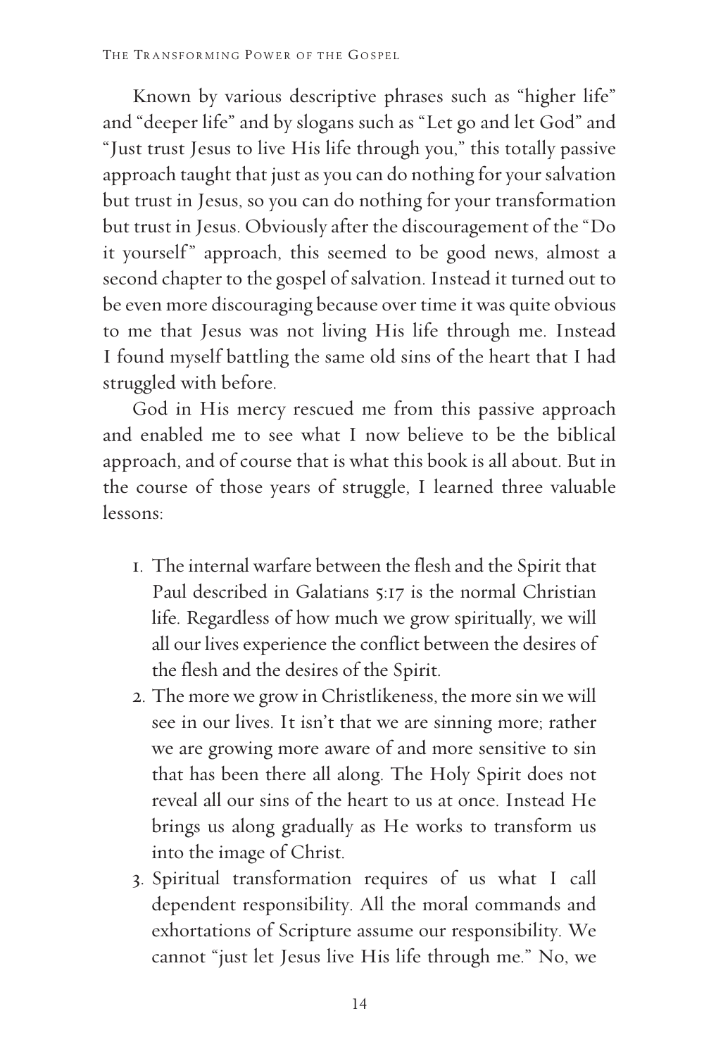Known by various descriptive phrases such as "higher life" and "deeper life" and by slogans such as "Let go and let God" and "Just trust Jesus to live His life through you," this totally passive approach taught that just as you can do nothing for your salvation but trust in Jesus, so you can do nothing for your transformation but trust in Jesus. Obviously after the discouragement of the "Do it yourself" approach, this seemed to be good news, almost a second chapter to the gospel of salvation. Instead it turned out to be even more discouraging because over time it was quite obvious to me that Jesus was not living His life through me. Instead I found myself battling the same old sins of the heart that I had struggled with before.

God in His mercy rescued me from this passive approach and enabled me to see what I now believe to be the biblical approach, and of course that is what this book is all about. But in the course of those years of struggle, I learned three valuable lessons:

1. The internal warfare between the flesh and the Spirit that Paul described in Galatians 5:17 is the normal Christian life. Regardless of how much we grow spiritually, we will all our lives experience the conflict between the desires of the flesh and the desires of the Spirit.
2. The more we grow in Christlikeness, the more sin we will see in our lives. It isn't that we are sinning more; rather we are growing more aware of and more sensitive to sin that has been there all along. The Holy Spirit does not reveal all our sins of the heart to us at once. Instead He brings us along gradually as He works to transform us into the image of Christ.
3. Spiritual transformation requires of us what I call dependent responsibility. All the moral commands and exhortations of Scripture assume our responsibility. We cannot "just let Jesus live His life through me." No, we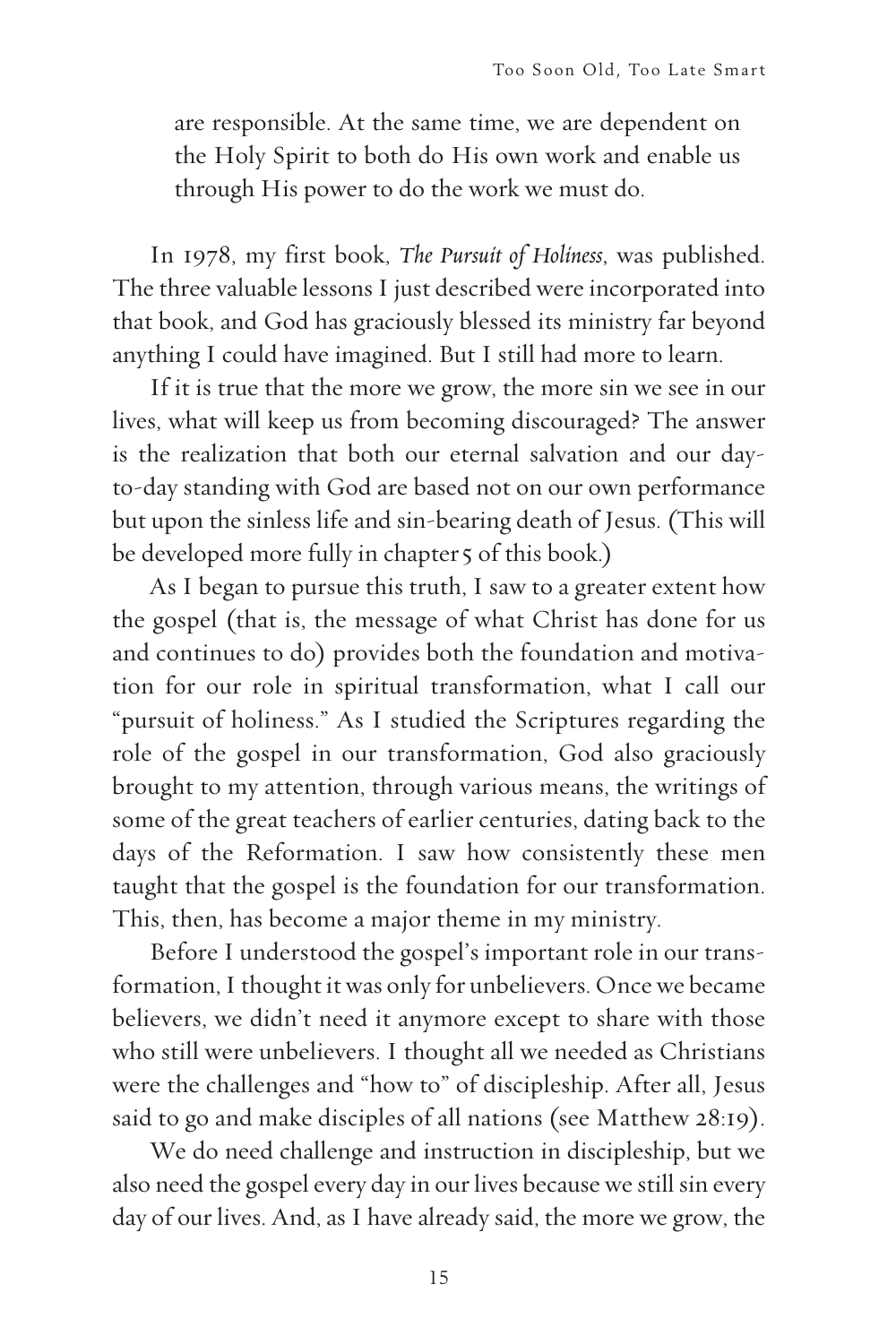are responsible. At the same time, we are dependent on the Holy Spirit to both do His own work and enable us through His power to do the work we must do.

In 1978, my first book, *The Pursuit of Holiness*, was published. The three valuable lessons I just described were incorporated into that book, and God has graciously blessed its ministry far beyond anything I could have imagined. But I still had more to learn.

If it is true that the more we grow, the more sin we see in our lives, what will keep us from becoming discouraged? The answer is the realization that both our eternal salvation and our day-to-day standing with God are based not on our own performance but upon the sinless life and sin-bearing death of Jesus. (This will be developed more fully in chapter 5 of this book.)

As I began to pursue this truth, I saw to a greater extent how the gospel (that is, the message of what Christ has done for us and continues to do) provides both the foundation and motivation for our role in spiritual transformation, what I call our "pursuit of holiness." As I studied the Scriptures regarding the role of the gospel in our transformation, God also graciously brought to my attention, through various means, the writings of some of the great teachers of earlier centuries, dating back to the days of the Reformation. I saw how consistently these men taught that the gospel is the foundation for our transformation. This, then, has become a major theme in my ministry.

Before I understood the gospel's important role in our transformation, I thought it was only for unbelievers. Once we became believers, we didn't need it anymore except to share with those who still were unbelievers. I thought all we needed as Christians were the challenges and "how to" of discipleship. After all, Jesus said to go and make disciples of all nations (see Matthew 28:19).

We do need challenge and instruction in discipleship, but we also need the gospel every day in our lives because we still sin every day of our lives. And, as I have already said, the more we grow, the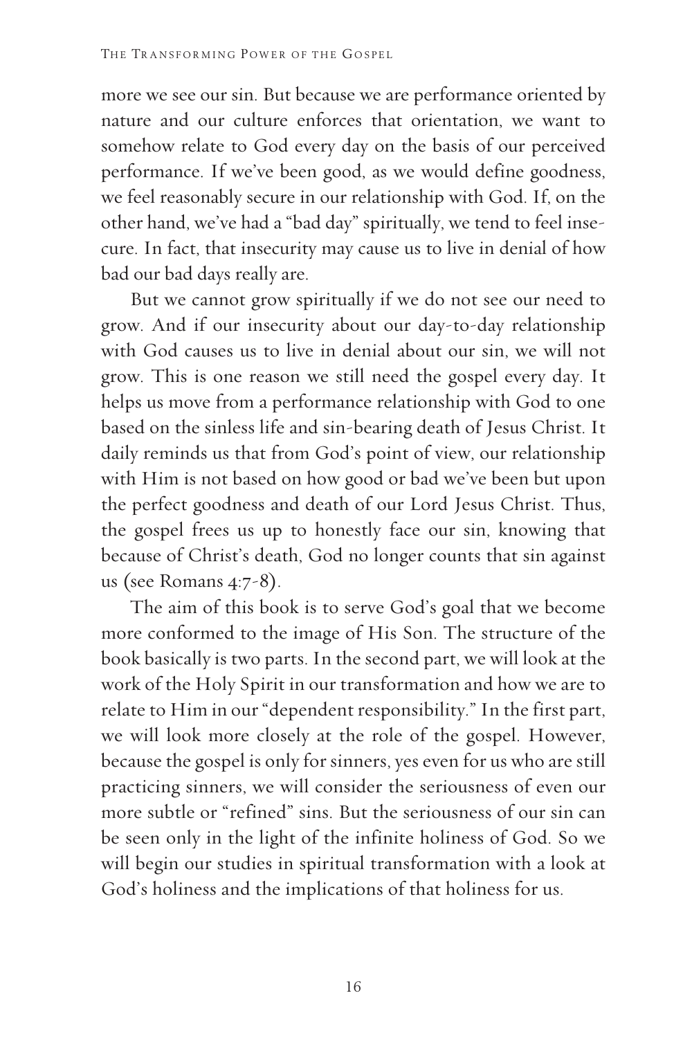more we see our sin. But because we are performance oriented by nature and our culture enforces that orientation, we want to somehow relate to God every day on the basis of our perceived performance. If we've been good, as we would define goodness, we feel reasonably secure in our relationship with God. If, on the other hand, we've had a "bad day" spiritually, we tend to feel insecure. In fact, that insecurity may cause us to live in denial of how bad our bad days really are.

But we cannot grow spiritually if we do not see our need to grow. And if our insecurity about our day-to-day relationship with God causes us to live in denial about our sin, we will not grow. This is one reason we still need the gospel every day. It helps us move from a performance relationship with God to one based on the sinless life and sin-bearing death of Jesus Christ. It daily reminds us that from God's point of view, our relationship with Him is not based on how good or bad we've been but upon the perfect goodness and death of our Lord Jesus Christ. Thus, the gospel frees us up to honestly face our sin, knowing that because of Christ's death, God no longer counts that sin against us (see Romans 4:7-8).

The aim of this book is to serve God's goal that we become more conformed to the image of His Son. The structure of the book basically is two parts. In the second part, we will look at the work of the Holy Spirit in our transformation and how we are to relate to Him in our "dependent responsibility." In the first part, we will look more closely at the role of the gospel. However, because the gospel is only for sinners, yes even for us who are still practicing sinners, we will consider the seriousness of even our more subtle or "refined" sins. But the seriousness of our sin can be seen only in the light of the infinite holiness of God. So we will begin our studies in spiritual transformation with a look at God's holiness and the implications of that holiness for us.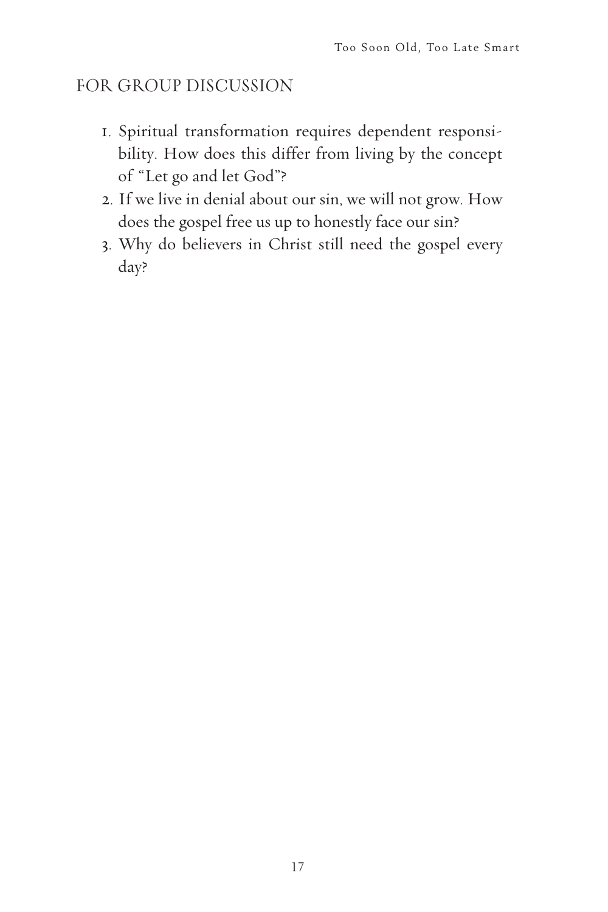## FOR GROUP DISCUSSION

1. Spiritual transformation requires dependent responsibility. How does this differ from living by the concept of "Let go and let God"?
2. If we live in denial about our sin, we will not grow. How does the gospel free us up to honestly face our sin?
3. Why do believers in Christ still need the gospel every day?